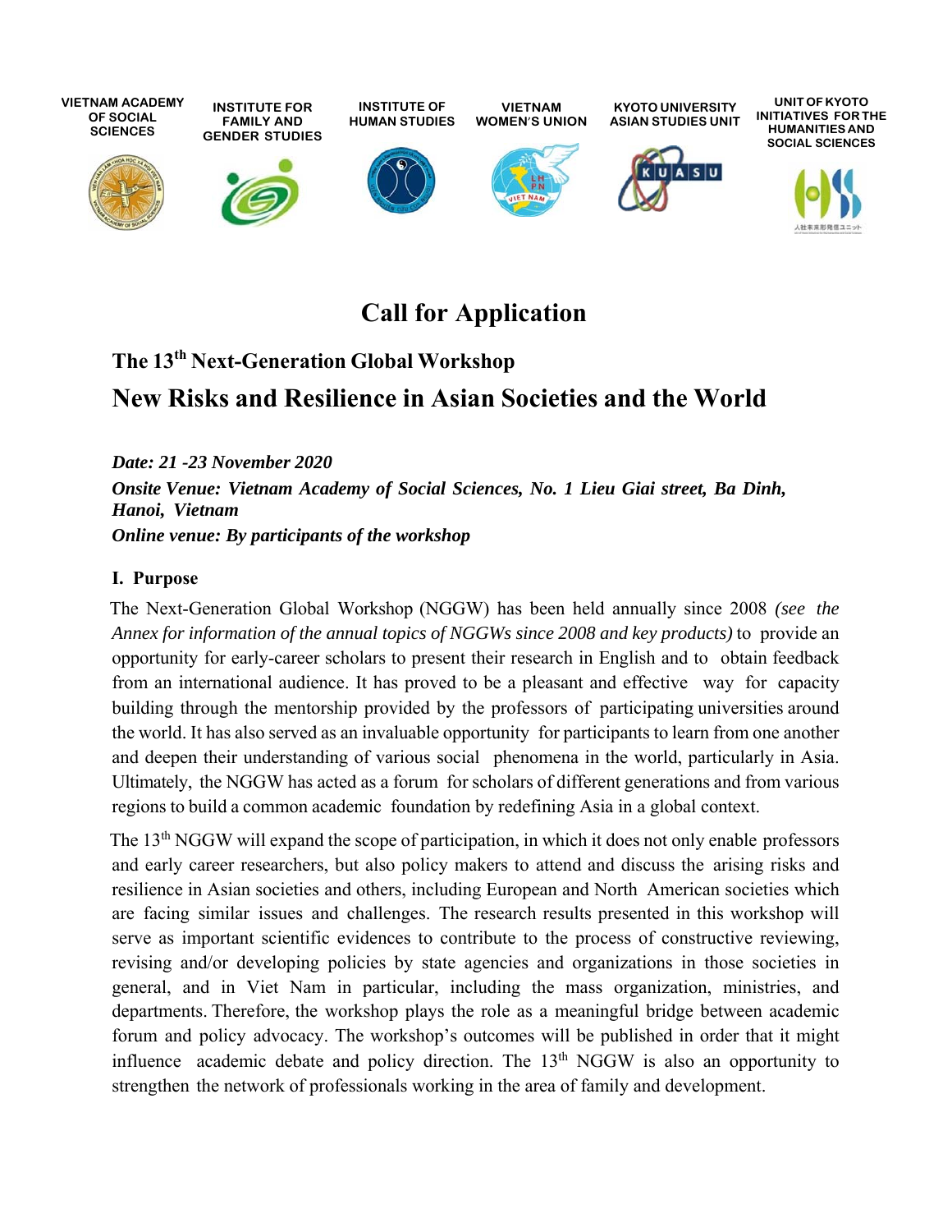VIETNAM ACADEMY OF SOCIAL SCIENCES | INSTITUTE FOR FAMILY AND GENDER STUDIES | INSTITUTE OF HUMAN STUDIES | VIETNAM WOMEN'S UNION | KYOTO UNIVERSITY ASIAN STUDIES UNIT | UNIT OF KYOTO INITIATIVES FOR THE HUMANITIES AND SOCIAL SCIENCES

# Call for Application

## The 13th Next-Generation Global Workshop

## New Risks and Resilience in Asian Societies and the World

***Date: 21 -23 November 2020***

***Onsite Venue: Vietnam Academy of Social Sciences, No. 1 Lieu Giai street, Ba Dinh, Hanoi, Vietnam***

***Online venue: By participants of the workshop***

### I. Purpose

The Next-Generation Global Workshop (NGGW) has been held annually since 2008 *(see the Annex for information of the annual topics of NGGWs since 2008 and key products)* to provide an opportunity for early-career scholars to present their research in English and to obtain feedback from an international audience. It has proved to be a pleasant and effective way for capacity building through the mentorship provided by the professors of participating universities around the world. It has also served as an invaluable opportunity for participants to learn from one another and deepen their understanding of various social phenomena in the world, particularly in Asia. Ultimately, the NGGW has acted as a forum for scholars of different generations and from various regions to build a common academic foundation by redefining Asia in a global context.

The 13th NGGW will expand the scope of participation, in which it does not only enable professors and early career researchers, but also policy makers to attend and discuss the arising risks and resilience in Asian societies and others, including European and North American societies which are facing similar issues and challenges. The research results presented in this workshop will serve as important scientific evidences to contribute to the process of constructive reviewing, revising and/or developing policies by state agencies and organizations in those societies in general, and in Viet Nam in particular, including the mass organization, ministries, and departments. Therefore, the workshop plays the role as a meaningful bridge between academic forum and policy advocacy. The workshop's outcomes will be published in order that it might influence academic debate and policy direction. The 13th NGGW is also an opportunity to strengthen the network of professionals working in the area of family and development.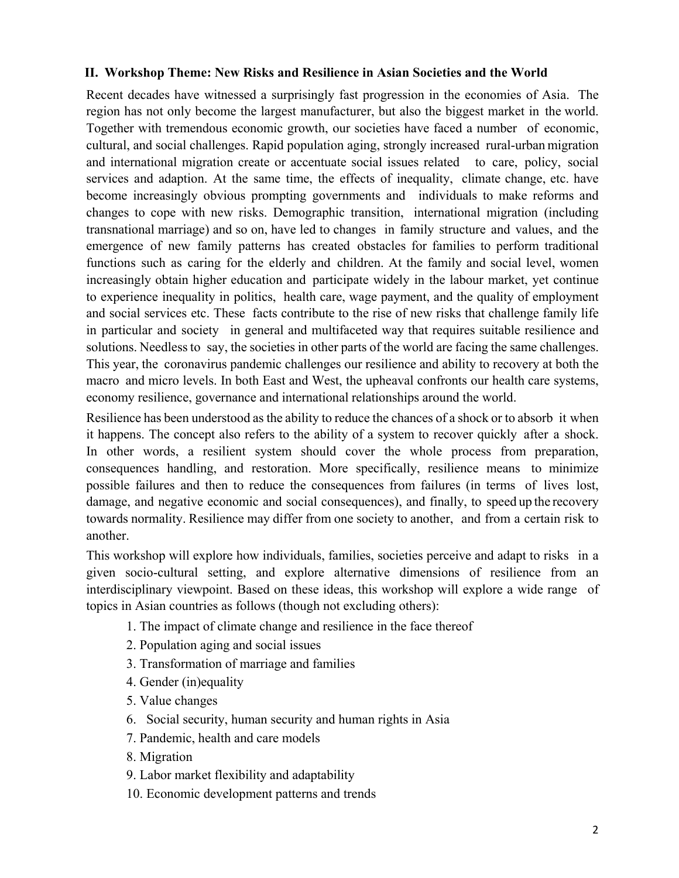## II. Workshop Theme: New Risks and Resilience in Asian Societies and the World

Recent decades have witnessed a surprisingly fast progression in the economies of Asia. The region has not only become the largest manufacturer, but also the biggest market in the world. Together with tremendous economic growth, our societies have faced a number of economic, cultural, and social challenges. Rapid population aging, strongly increased rural-urban migration and international migration create or accentuate social issues related to care, policy, social services and adaption. At the same time, the effects of inequality, climate change, etc. have become increasingly obvious prompting governments and individuals to make reforms and changes to cope with new risks. Demographic transition, international migration (including transnational marriage) and so on, have led to changes in family structure and values, and the emergence of new family patterns has created obstacles for families to perform traditional functions such as caring for the elderly and children. At the family and social level, women increasingly obtain higher education and participate widely in the labour market, yet continue to experience inequality in politics, health care, wage payment, and the quality of employment and social services etc. These facts contribute to the rise of new risks that challenge family life in particular and society in general and multifaceted way that requires suitable resilience and solutions. Needless to say, the societies in other parts of the world are facing the same challenges. This year, the coronavirus pandemic challenges our resilience and ability to recovery at both the macro and micro levels. In both East and West, the upheaval confronts our health care systems, economy resilience, governance and international relationships around the world.

Resilience has been understood as the ability to reduce the chances of a shock or to absorb it when it happens. The concept also refers to the ability of a system to recover quickly after a shock. In other words, a resilient system should cover the whole process from preparation, consequences handling, and restoration. More specifically, resilience means to minimize possible failures and then to reduce the consequences from failures (in terms of lives lost, damage, and negative economic and social consequences), and finally, to speed up the recovery towards normality. Resilience may differ from one society to another, and from a certain risk to another.

This workshop will explore how individuals, families, societies perceive and adapt to risks in a given socio-cultural setting, and explore alternative dimensions of resilience from an interdisciplinary viewpoint. Based on these ideas, this workshop will explore a wide range of topics in Asian countries as follows (though not excluding others):

1. The impact of climate change and resilience in the face thereof
2. Population aging and social issues
3. Transformation of marriage and families
4. Gender (in)equality
5. Value changes
6. Social security, human security and human rights in Asia
7. Pandemic, health and care models
8. Migration
9. Labor market flexibility and adaptability
10. Economic development patterns and trends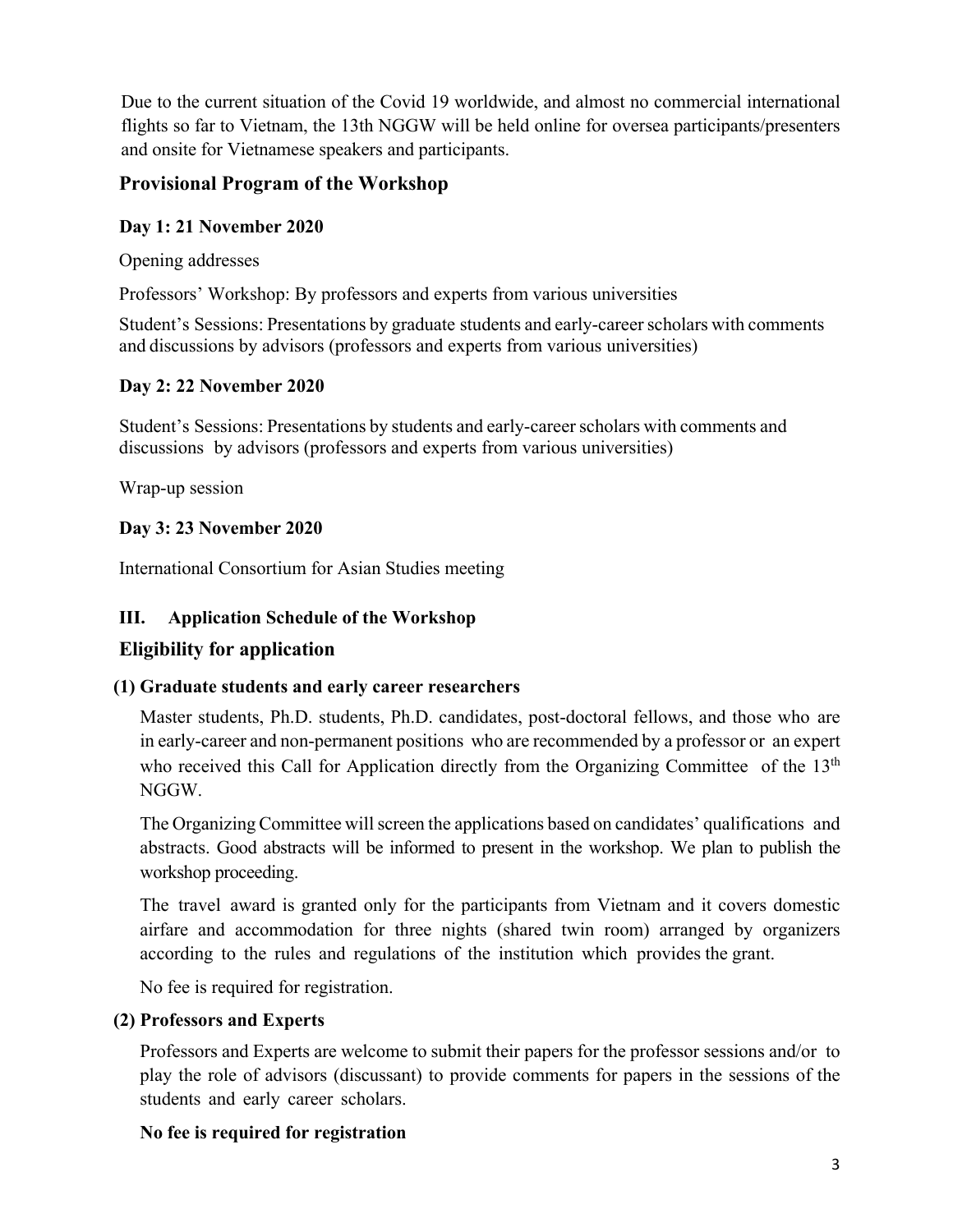Due to the current situation of the Covid 19 worldwide, and almost no commercial international flights so far to Vietnam, the 13th NGGW will be held online for oversea participants/presenters and onsite for Vietnamese speakers and participants.

## Provisional Program of the Workshop

### Day 1: 21 November 2020

Opening addresses

Professors' Workshop: By professors and experts from various universities

Student's Sessions: Presentations by graduate students and early-career scholars with comments and discussions by advisors (professors and experts from various universities)

### Day 2: 22 November 2020

Student's Sessions: Presentations by students and early-career scholars with comments and discussions by advisors (professors and experts from various universities)

Wrap-up session

### Day 3: 23 November 2020

International Consortium for Asian Studies meeting

## III. Application Schedule of the Workshop

## Eligibility for application

### (1) Graduate students and early career researchers

Master students, Ph.D. students, Ph.D. candidates, post-doctoral fellows, and those who are in early-career and non-permanent positions who are recommended by a professor or an expert who received this Call for Application directly from the Organizing Committee of the 13th NGGW.

The Organizing Committee will screen the applications based on candidates' qualifications and abstracts. Good abstracts will be informed to present in the workshop. We plan to publish the workshop proceeding.

The travel award is granted only for the participants from Vietnam and it covers domestic airfare and accommodation for three nights (shared twin room) arranged by organizers according to the rules and regulations of the institution which provides the grant.

No fee is required for registration.

### (2) Professors and Experts

Professors and Experts are welcome to submit their papers for the professor sessions and/or to play the role of advisors (discussant) to provide comments for papers in the sessions of the students and early career scholars.

**No fee is required for registration**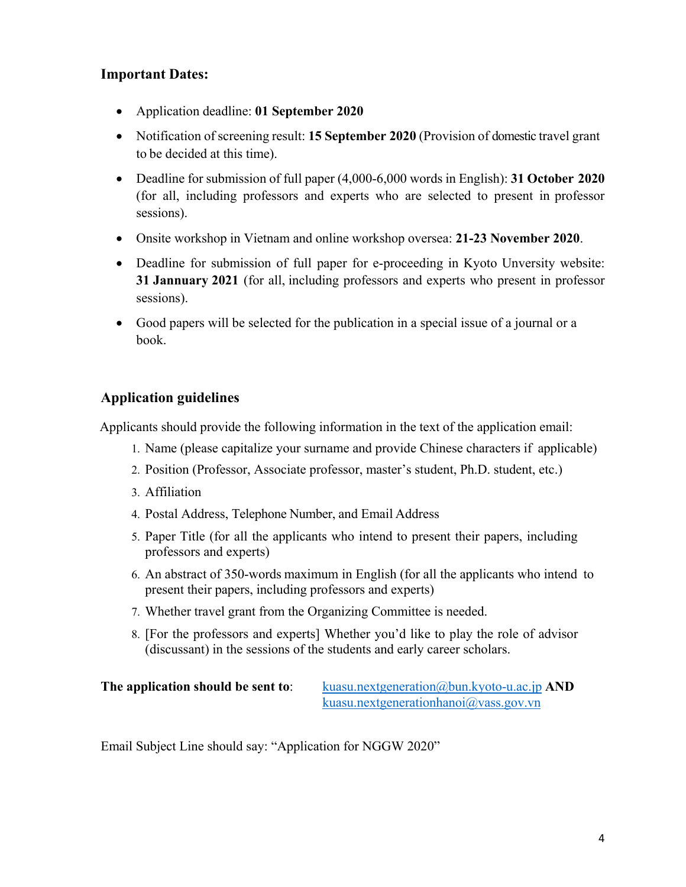## Important Dates:

- Application deadline: **01 September 2020**
- Notification of screening result: **15 September 2020** (Provision of domestic travel grant to be decided at this time).
- Deadline for submission of full paper (4,000-6,000 words in English): **31 October 2020** (for all, including professors and experts who are selected to present in professor sessions).
- Onsite workshop in Vietnam and online workshop oversea: **21-23 November 2020**.
- Deadline for submission of full paper for e-proceeding in Kyoto Unversity website: **31 Jannuary 2021** (for all, including professors and experts who present in professor sessions).
- Good papers will be selected for the publication in a special issue of a journal or a book.

## Application guidelines

Applicants should provide the following information in the text of the application email:

1. Name (please capitalize your surname and provide Chinese characters if applicable)
2. Position (Professor, Associate professor, master's student, Ph.D. student, etc.)
3. Affiliation
4. Postal Address, Telephone Number, and Email Address
5. Paper Title (for all the applicants who intend to present their papers, including professors and experts)
6. An abstract of 350-words maximum in English (for all the applicants who intend to present their papers, including professors and experts)
7. Whether travel grant from the Organizing Committee is needed.
8. [For the professors and experts] Whether you'd like to play the role of advisor (discussant) in the sessions of the students and early career scholars.

**The application should be sent to**: kuasu.nextgeneration@bun.kyoto-u.ac.jp **AND** kuasu.nextgenerationhanoi@vass.gov.vn

Email Subject Line should say: "Application for NGGW 2020"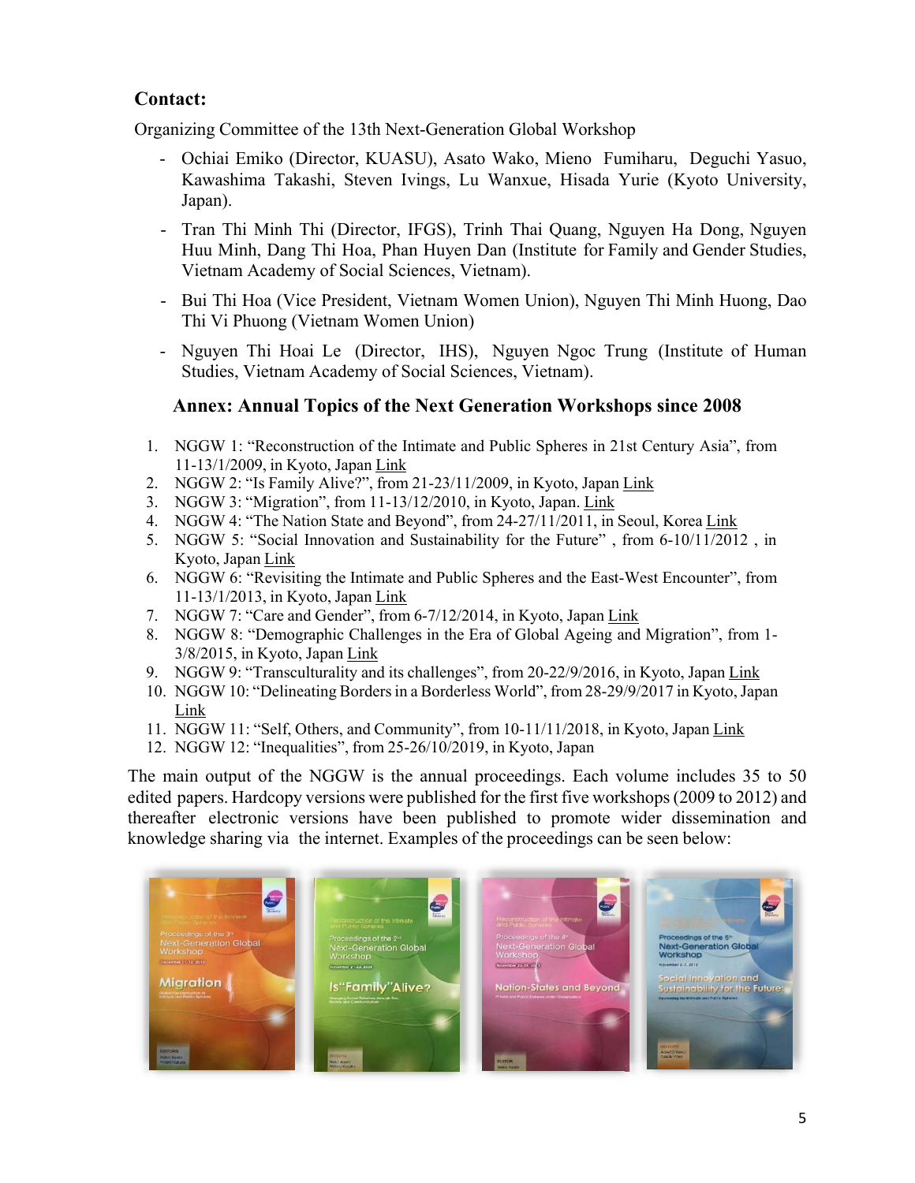**Contact:**

Organizing Committee of the 13th Next-Generation Global Workshop

- Ochiai Emiko (Director, KUASU), Asato Wako, Mieno Fumiharu, Deguchi Yasuo, Kawashima Takashi, Steven Ivings, Lu Wanxue, Hisada Yurie (Kyoto University, Japan).
- Tran Thi Minh Thi (Director, IFGS), Trinh Thai Quang, Nguyen Ha Dong, Nguyen Huu Minh, Dang Thi Hoa, Phan Huyen Dan (Institute for Family and Gender Studies, Vietnam Academy of Social Sciences, Vietnam).
- Bui Thi Hoa (Vice President, Vietnam Women Union), Nguyen Thi Minh Huong, Dao Thi Vi Phuong (Vietnam Women Union)
- Nguyen Thi Hoai Le (Director, IHS), Nguyen Ngoc Trung (Institute of Human Studies, Vietnam Academy of Social Sciences, Vietnam).

## Annex: Annual Topics of the Next Generation Workshops since 2008

1. NGGW 1: "Reconstruction of the Intimate and Public Spheres in 21st Century Asia", from 11-13/1/2009, in Kyoto, Japan Link
2. NGGW 2: "Is Family Alive?", from 21-23/11/2009, in Kyoto, Japan Link
3. NGGW 3: "Migration", from 11-13/12/2010, in Kyoto, Japan. Link
4. NGGW 4: "The Nation State and Beyond", from 24-27/11/2011, in Seoul, Korea Link
5. NGGW 5: "Social Innovation and Sustainability for the Future" , from 6-10/11/2012 , in Kyoto, Japan Link
6. NGGW 6: "Revisiting the Intimate and Public Spheres and the East-West Encounter", from 11-13/1/2013, in Kyoto, Japan Link
7. NGGW 7: "Care and Gender", from 6-7/12/2014, in Kyoto, Japan Link
8. NGGW 8: "Demographic Challenges in the Era of Global Ageing and Migration", from 1-3/8/2015, in Kyoto, Japan Link
9. NGGW 9: "Transculturality and its challenges", from 20-22/9/2016, in Kyoto, Japan Link
10. NGGW 10: "Delineating Borders in a Borderless World", from 28-29/9/2017 in Kyoto, Japan Link
11. NGGW 11: "Self, Others, and Community", from 10-11/11/2018, in Kyoto, Japan Link
12. NGGW 12: "Inequalities", from 25-26/10/2019, in Kyoto, Japan

The main output of the NGGW is the annual proceedings. Each volume includes 35 to 50 edited papers. Hardcopy versions were published for the first five workshops (2009 to 2012) and thereafter electronic versions have been published to promote wider dissemination and knowledge sharing via the internet. Examples of the proceedings can be seen below: